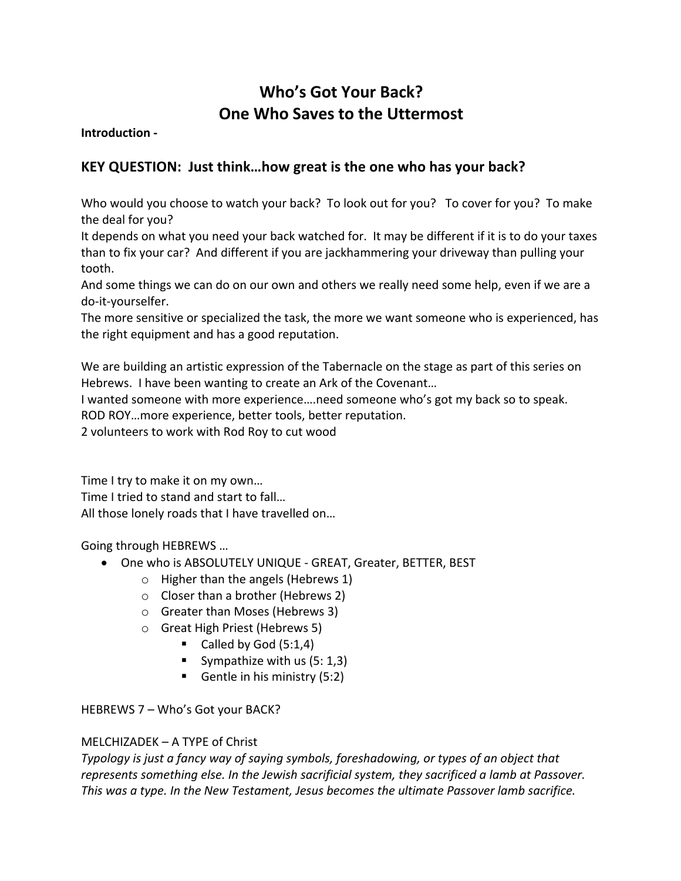# Who's Got Your Back?
# One Who Saves to the Uttermost

**Introduction -**

## KEY QUESTION: Just think…how great is the one who has your back?

Who would you choose to watch your back? To look out for you? To cover for you? To make the deal for you?
It depends on what you need your back watched for. It may be different if it is to do your taxes than to fix your car? And different if you are jackhammering your driveway than pulling your tooth.
And some things we can do on our own and others we really need some help, even if we are a do-it-yourselfer.
The more sensitive or specialized the task, the more we want someone who is experienced, has the right equipment and has a good reputation.

We are building an artistic expression of the Tabernacle on the stage as part of this series on Hebrews. I have been wanting to create an Ark of the Covenant…
I wanted someone with more experience….need someone who's got my back so to speak.
ROD ROY…more experience, better tools, better reputation.
2 volunteers to work with Rod Roy to cut wood

Time I try to make it on my own…
Time I tried to stand and start to fall…
All those lonely roads that I have travelled on…

Going through HEBREWS …

- One who is ABSOLUTELY UNIQUE - GREAT, Greater, BETTER, BEST
    - Higher than the angels (Hebrews 1)
    - Closer than a brother (Hebrews 2)
    - Greater than Moses (Hebrews 3)
    - Great High Priest (Hebrews 5)
        - Called by God (5:1,4)
        - Sympathize with us (5: 1,3)
        - Gentle in his ministry (5:2)

HEBREWS 7 – Who's Got your BACK?

MELCHIZADEK – A TYPE of Christ
*Typology is just a fancy way of saying symbols, foreshadowing, or types of an object that represents something else. In the Jewish sacrificial system, they sacrificed a lamb at Passover. This was a type. In the New Testament, Jesus becomes the ultimate Passover lamb sacrifice.*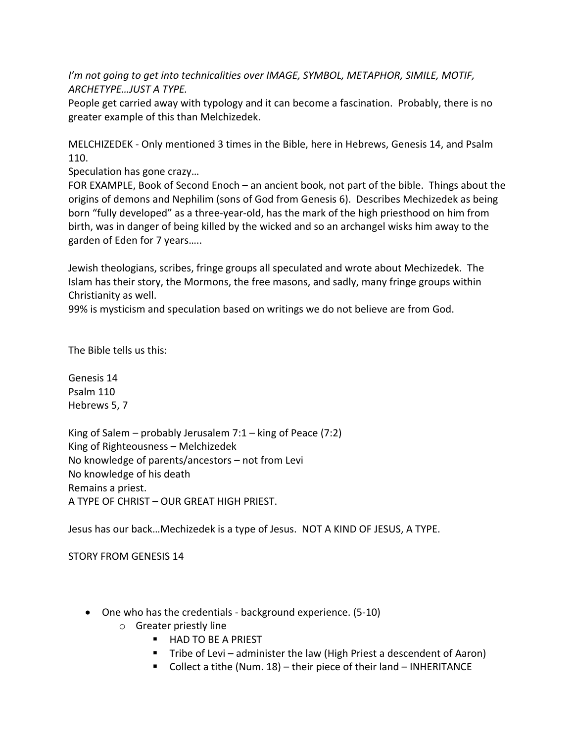*I'm not going to get into technicalities over IMAGE, SYMBOL, METAPHOR, SIMILE, MOTIF, ARCHETYPE…JUST A TYPE.*

People get carried away with typology and it can become a fascination. Probably, there is no greater example of this than Melchizedek.

MELCHIZEDEK - Only mentioned 3 times in the Bible, here in Hebrews, Genesis 14, and Psalm 110.

Speculation has gone crazy…

FOR EXAMPLE, Book of Second Enoch – an ancient book, not part of the bible. Things about the origins of demons and Nephilim (sons of God from Genesis 6). Describes Mechizedek as being born "fully developed" as a three-year-old, has the mark of the high priesthood on him from birth, was in danger of being killed by the wicked and so an archangel wisks him away to the garden of Eden for 7 years…..

Jewish theologians, scribes, fringe groups all speculated and wrote about Mechizedek. The Islam has their story, the Mormons, the free masons, and sadly, many fringe groups within Christianity as well.

99% is mysticism and speculation based on writings we do not believe are from God.

The Bible tells us this:

Genesis 14
Psalm 110
Hebrews 5, 7

King of Salem – probably Jerusalem 7:1 – king of Peace (7:2)
King of Righteousness – Melchizedek
No knowledge of parents/ancestors – not from Levi
No knowledge of his death
Remains a priest.
A TYPE OF CHRIST – OUR GREAT HIGH PRIEST.

Jesus has our back…Mechizedek is a type of Jesus. NOT A KIND OF JESUS, A TYPE.

STORY FROM GENESIS 14

- One who has the credentials - background experience. (5-10)
  - Greater priestly line
    - HAD TO BE A PRIEST
    - Tribe of Levi – administer the law (High Priest a descendent of Aaron)
    - Collect a tithe (Num. 18) – their piece of their land – INHERITANCE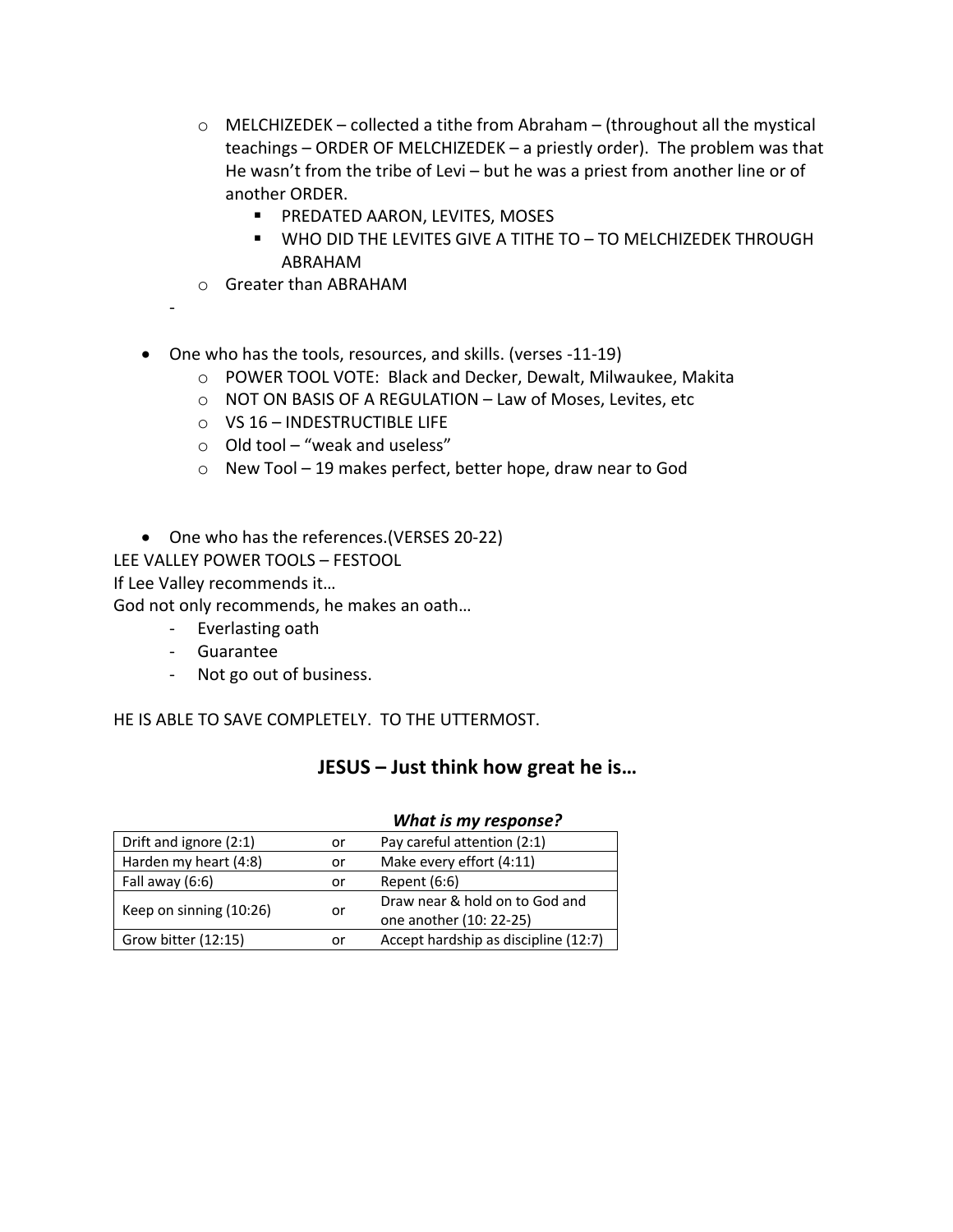- MELCHIZEDEK – collected a tithe from Abraham – (throughout all the mystical teachings – ORDER OF MELCHIZEDEK – a priestly order). The problem was that He wasn't from the tribe of Levi – but he was a priest from another line or of another ORDER.
    - PREDATED AARON, LEVITES, MOSES
    - WHO DID THE LEVITES GIVE A TITHE TO – TO MELCHIZEDEK THROUGH ABRAHAM
- Greater than ABRAHAM

-

- One who has the tools, resources, and skills. (verses -11-19)
    - POWER TOOL VOTE: Black and Decker, Dewalt, Milwaukee, Makita
    - NOT ON BASIS OF A REGULATION – Law of Moses, Levites, etc
    - VS 16 – INDESTRUCTIBLE LIFE
    - Old tool – "weak and useless"
    - New Tool – 19 makes perfect, better hope, draw near to God

- One who has the references.(VERSES 20-22)

LEE VALLEY POWER TOOLS – FESTOOL

If Lee Valley recommends it…

God not only recommends, he makes an oath…

- Everlasting oath
- Guarantee
- Not go out of business.

HE IS ABLE TO SAVE COMPLETELY. TO THE UTTERMOST.

## JESUS – Just think how great he is…

***What is my response?***

| | | |
|---|---|---|
| Drift and ignore (2:1) | or | Pay careful attention (2:1) |
| Harden my heart (4:8) | or | Make every effort (4:11) |
| Fall away (6:6) | or | Repent (6:6) |
| Keep on sinning (10:26) | or | Draw near & hold on to God and one another (10: 22-25) |
| Grow bitter (12:15) | or | Accept hardship as discipline (12:7) |